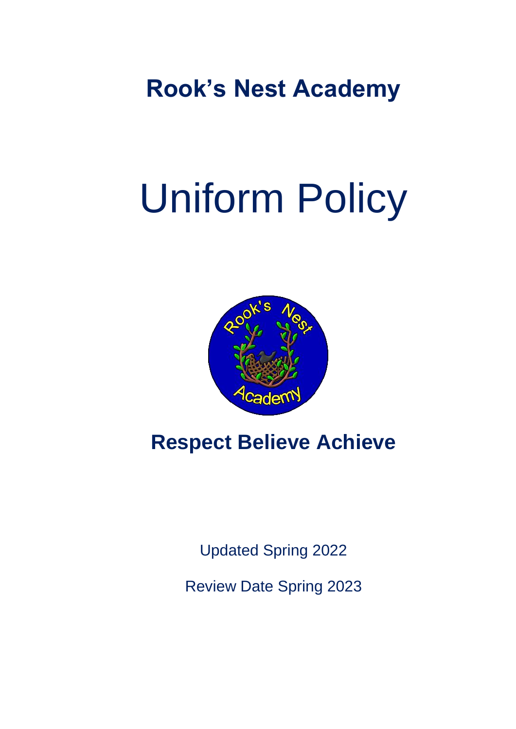# Rook's Nest Academy

# Uniform Policy

## Respect Believe Achieve

Updated Spring 2022

Review Date Spring 2023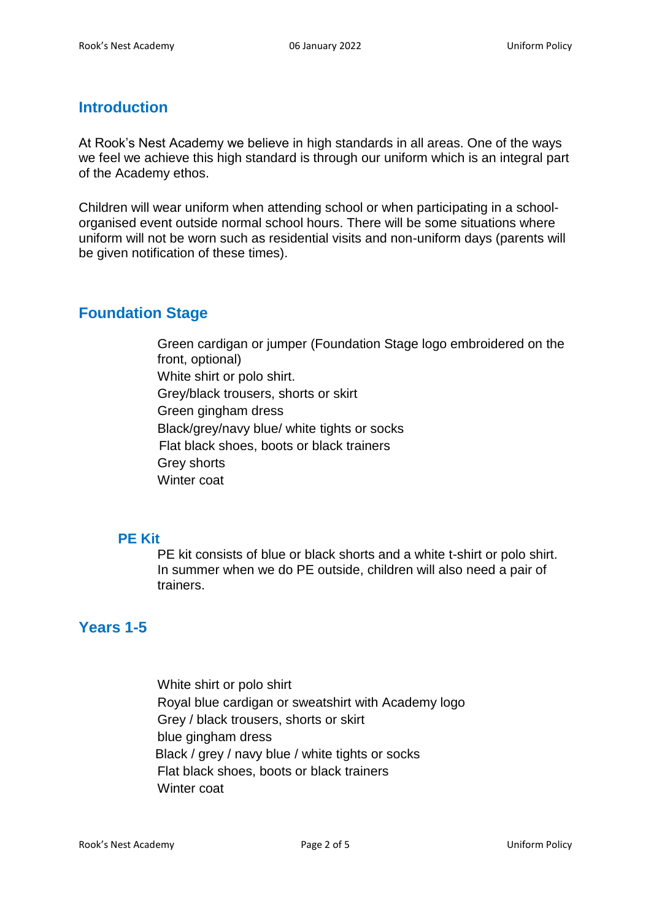## Introduction

At Rook's Nest Academy we believe in high standards in all areas. One of the ways we feel we achieve this high standard is through our uniform which is an integral part of the Academy ethos.

Children will wear uniform when attending school or when participating in a school-organised event outside normal school hours. There will be some situations where uniform will not be worn such as residential visits and non-uniform days (parents will be given notification of these times).

## Foundation Stage

Green cardigan or jumper (Foundation Stage logo embroidered on the front, optional)
White shirt or polo shirt.
Grey/black trousers, shorts or skirt
Green gingham dress
Black/grey/navy blue/ white tights or socks
Flat black shoes, boots or black trainers
Grey shorts
Winter coat

### PE Kit

PE kit consists of blue or black shorts and a white t-shirt or polo shirt. In summer when we do PE outside, children will also need a pair of trainers.

## Years 1-5

White shirt or polo shirt
Royal blue cardigan or sweatshirt with Academy logo
Grey / black trousers, shorts or skirt
blue gingham dress
Black / grey / navy blue / white tights or socks
Flat black shoes, boots or black trainers
Winter coat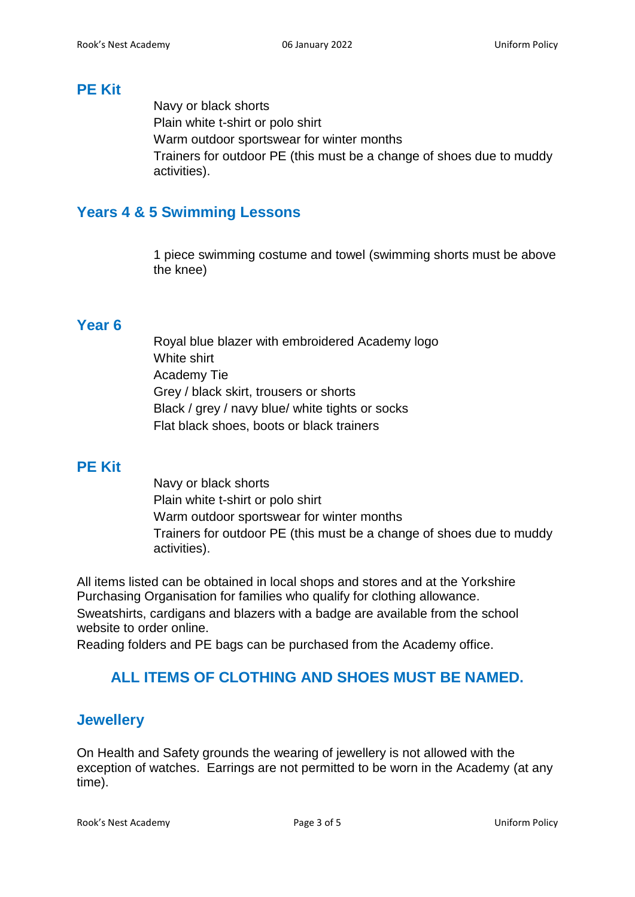## PE Kit

Navy or black shorts
Plain white t-shirt or polo shirt
Warm outdoor sportswear for winter months
Trainers for outdoor PE (this must be a change of shoes due to muddy activities).

## Years 4 & 5 Swimming Lessons

1 piece swimming costume and towel (swimming shorts must be above the knee)

## Year 6

Royal blue blazer with embroidered Academy logo
White shirt
Academy Tie
Grey / black skirt, trousers or shorts
Black / grey / navy blue/ white tights or socks
Flat black shoes, boots or black trainers

## PE Kit

Navy or black shorts
Plain white t-shirt or polo shirt
Warm outdoor sportswear for winter months
Trainers for outdoor PE (this must be a change of shoes due to muddy activities).

All items listed can be obtained in local shops and stores and at the Yorkshire Purchasing Organisation for families who qualify for clothing allowance.
Sweatshirts, cardigans and blazers with a badge are available from the school website to order online.
Reading folders and PE bags can be purchased from the Academy office.

## ALL ITEMS OF CLOTHING AND SHOES MUST BE NAMED.

## Jewellery

On Health and Safety grounds the wearing of jewellery is not allowed with the exception of watches. Earrings are not permitted to be worn in the Academy (at any time).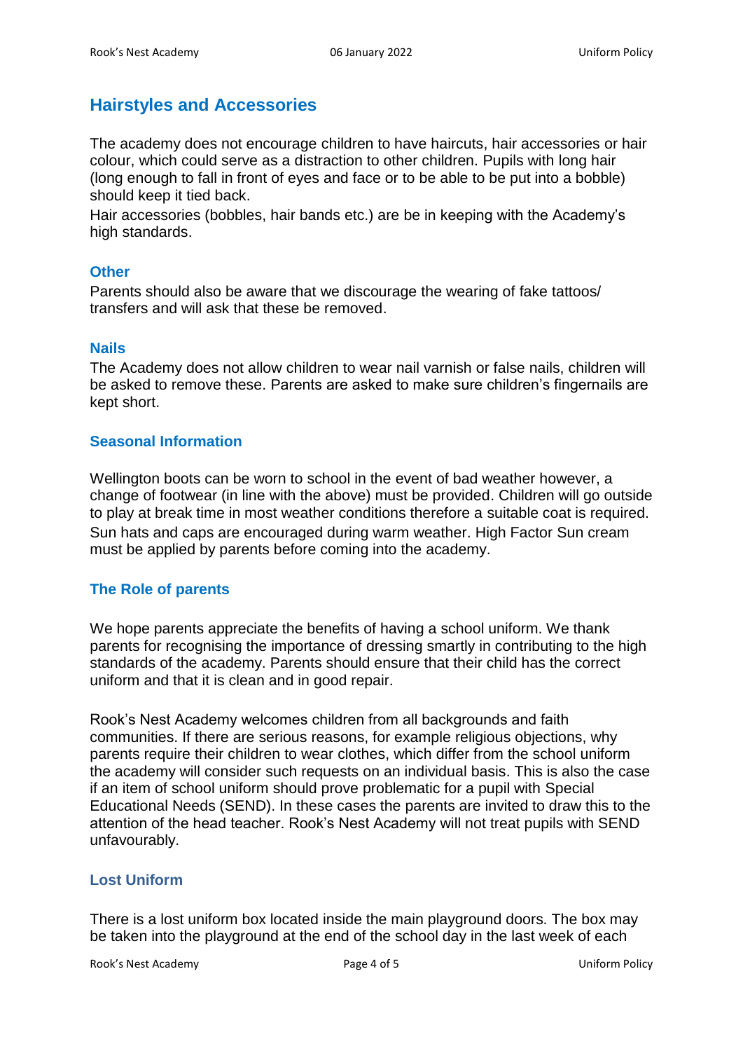## Hairstyles and Accessories

The academy does not encourage children to have haircuts, hair accessories or hair colour, which could serve as a distraction to other children. Pupils with long hair (long enough to fall in front of eyes and face or to be able to be put into a bobble) should keep it tied back.

Hair accessories (bobbles, hair bands etc.) are be in keeping with the Academy's high standards.

### Other

Parents should also be aware that we discourage the wearing of fake tattoos/ transfers and will ask that these be removed.

### Nails

The Academy does not allow children to wear nail varnish or false nails, children will be asked to remove these. Parents are asked to make sure children's fingernails are kept short.

### Seasonal Information

Wellington boots can be worn to school in the event of bad weather however, a change of footwear (in line with the above) must be provided. Children will go outside to play at break time in most weather conditions therefore a suitable coat is required. Sun hats and caps are encouraged during warm weather. High Factor Sun cream must be applied by parents before coming into the academy.

### The Role of parents

We hope parents appreciate the benefits of having a school uniform. We thank parents for recognising the importance of dressing smartly in contributing to the high standards of the academy. Parents should ensure that their child has the correct uniform and that it is clean and in good repair.

Rook's Nest Academy welcomes children from all backgrounds and faith communities. If there are serious reasons, for example religious objections, why parents require their children to wear clothes, which differ from the school uniform the academy will consider such requests on an individual basis. This is also the case if an item of school uniform should prove problematic for a pupil with Special Educational Needs (SEND). In these cases the parents are invited to draw this to the attention of the head teacher. Rook's Nest Academy will not treat pupils with SEND unfavourably.

### Lost Uniform

There is a lost uniform box located inside the main playground doors. The box may be taken into the playground at the end of the school day in the last week of each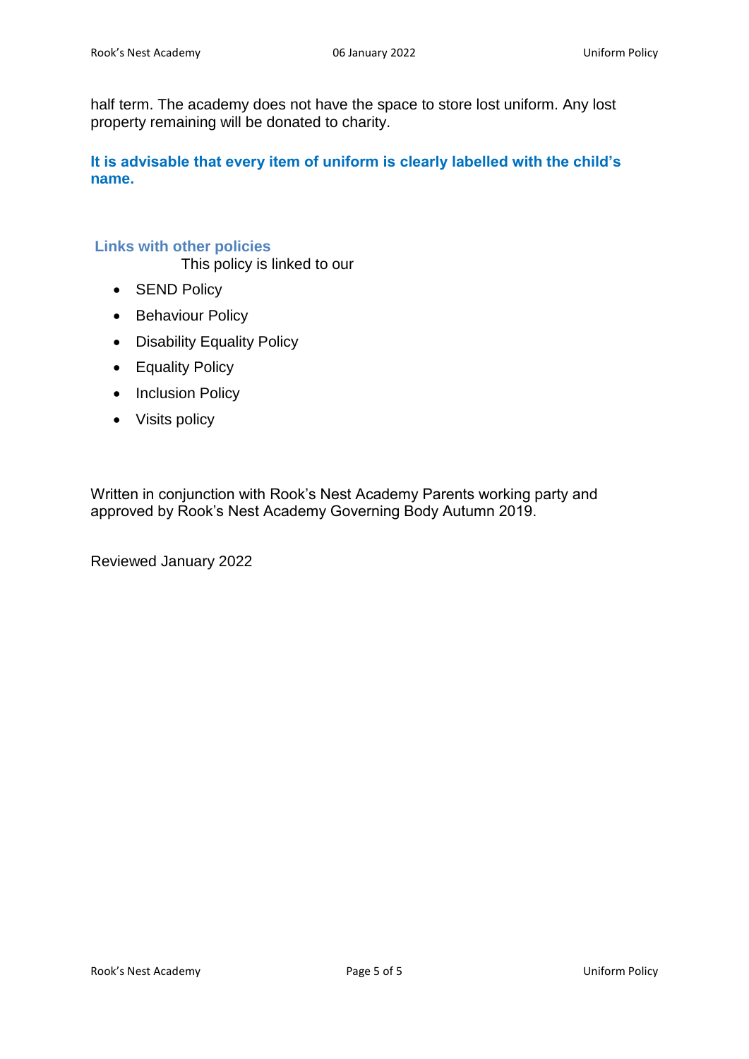half term. The academy does not have the space to store lost uniform. Any lost property remaining will be donated to charity.

**It is advisable that every item of uniform is clearly labelled with the child's name.**

## Links with other policies

This policy is linked to our

- SEND Policy
- Behaviour Policy
- Disability Equality Policy
- Equality Policy
- Inclusion Policy
- Visits policy

Written in conjunction with Rook's Nest Academy Parents working party and approved by Rook's Nest Academy Governing Body Autumn 2019.

Reviewed January 2022